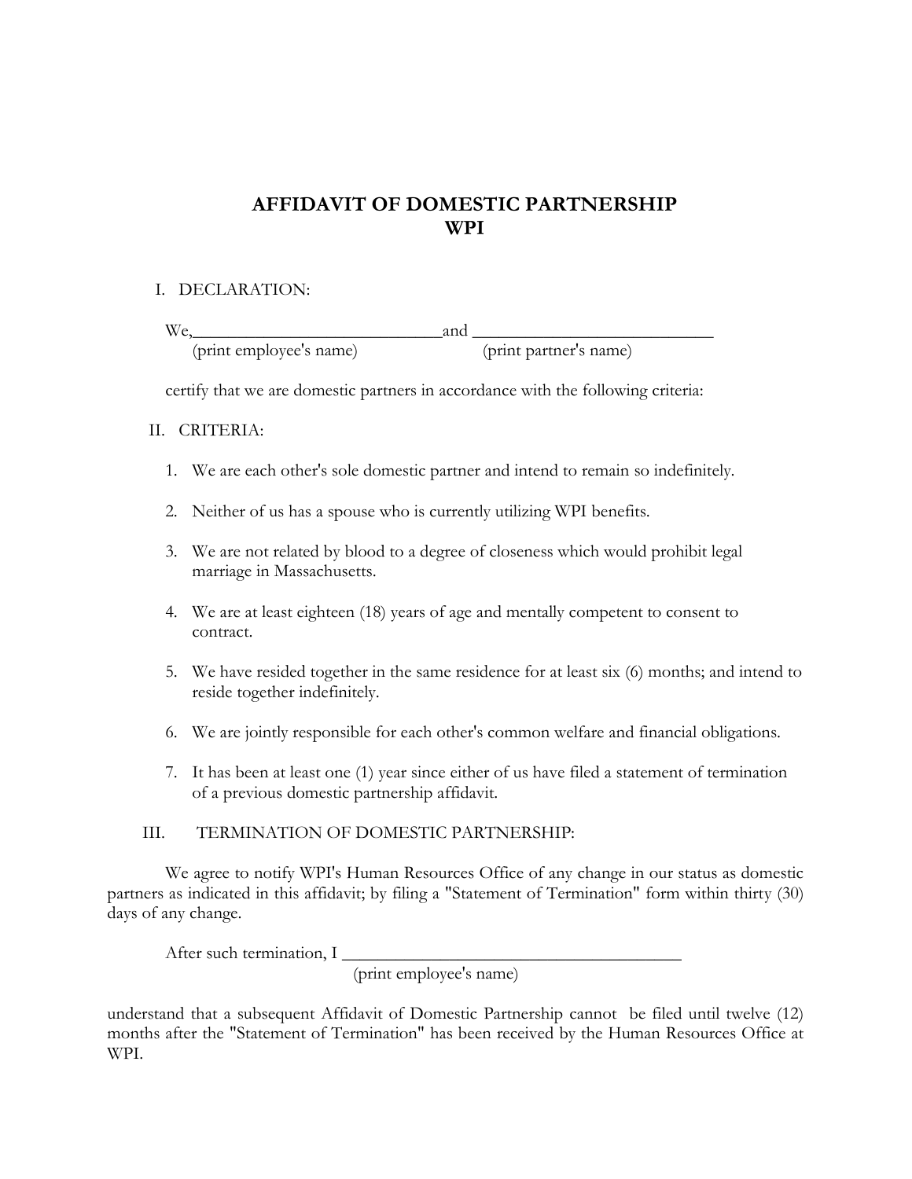# AFFIDAVIT OF DOMESTIC PARTNERSHIP
# WPI

I. DECLARATION:

We,_____________________________and ___________________________
(print employee's name) (print partner's name)

certify that we are domestic partners in accordance with the following criteria:

II. CRITERIA:

1. We are each other's sole domestic partner and intend to remain so indefinitely.

2. Neither of us has a spouse who is currently utilizing WPI benefits.

3. We are not related by blood to a degree of closeness which would prohibit legal marriage in Massachusetts.

4. We are at least eighteen (18) years of age and mentally competent to consent to contract.

5. We have resided together in the same residence for at least six (6) months; and intend to reside together indefinitely.

6. We are jointly responsible for each other's common welfare and financial obligations.

7. It has been at least one (1) year since either of us have filed a statement of termination of a previous domestic partnership affidavit.

III. TERMINATION OF DOMESTIC PARTNERSHIP:

We agree to notify WPI's Human Resources Office of any change in our status as domestic partners as indicated in this affidavit; by filing a "Statement of Termination" form within thirty (30) days of any change.

After such termination, I _______________________________________
(print employee's name)

understand that a subsequent Affidavit of Domestic Partnership cannot be filed until twelve (12) months after the "Statement of Termination" has been received by the Human Resources Office at WPI.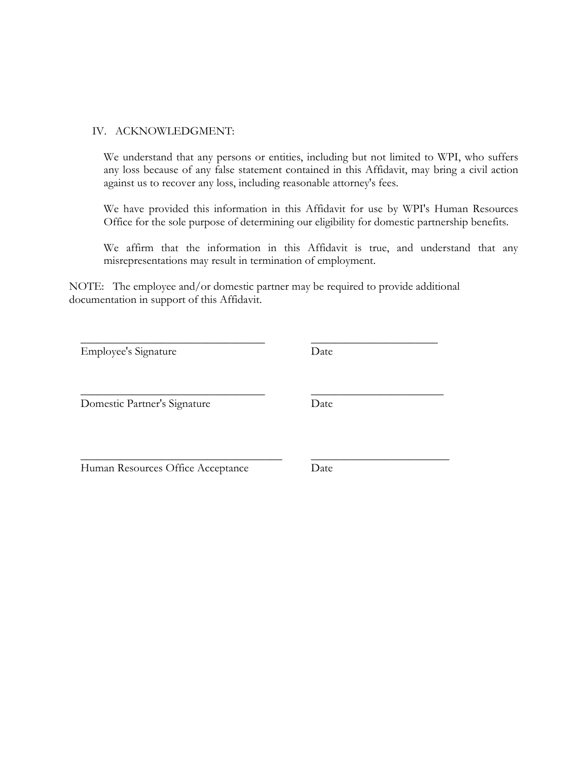## IV. ACKNOWLEDGMENT:

We understand that any persons or entities, including but not limited to WPI, who suffers any loss because of any false statement contained in this Affidavit, may bring a civil action against us to recover any loss, including reasonable attorney's fees.

We have provided this information in this Affidavit for use by WPI's Human Resources Office for the sole purpose of determining our eligibility for domestic partnership benefits.

We affirm that the information in this Affidavit is true, and understand that any misrepresentations may result in termination of employment.

NOTE: The employee and/or domestic partner may be required to provide additional documentation in support of this Affidavit.

\_\_\_\_\_\_\_\_\_\_\_\_\_\_\_\_\_\_\_\_\_\_\_\_\_\_\_\_\_\_\_\_ \_\_\_\_\_\_\_\_\_\_\_\_\_\_\_\_\_\_\_\_\_\_
Employee's Signature Date

\_\_\_\_\_\_\_\_\_\_\_\_\_\_\_\_\_\_\_\_\_\_\_\_\_\_\_\_\_\_\_\_ \_\_\_\_\_\_\_\_\_\_\_\_\_\_\_\_\_\_\_\_\_\_
Domestic Partner's Signature Date

\_\_\_\_\_\_\_\_\_\_\_\_\_\_\_\_\_\_\_\_\_\_\_\_\_\_\_\_\_\_\_\_ \_\_\_\_\_\_\_\_\_\_\_\_\_\_\_\_\_\_\_\_\_\_
Human Resources Office Acceptance Date